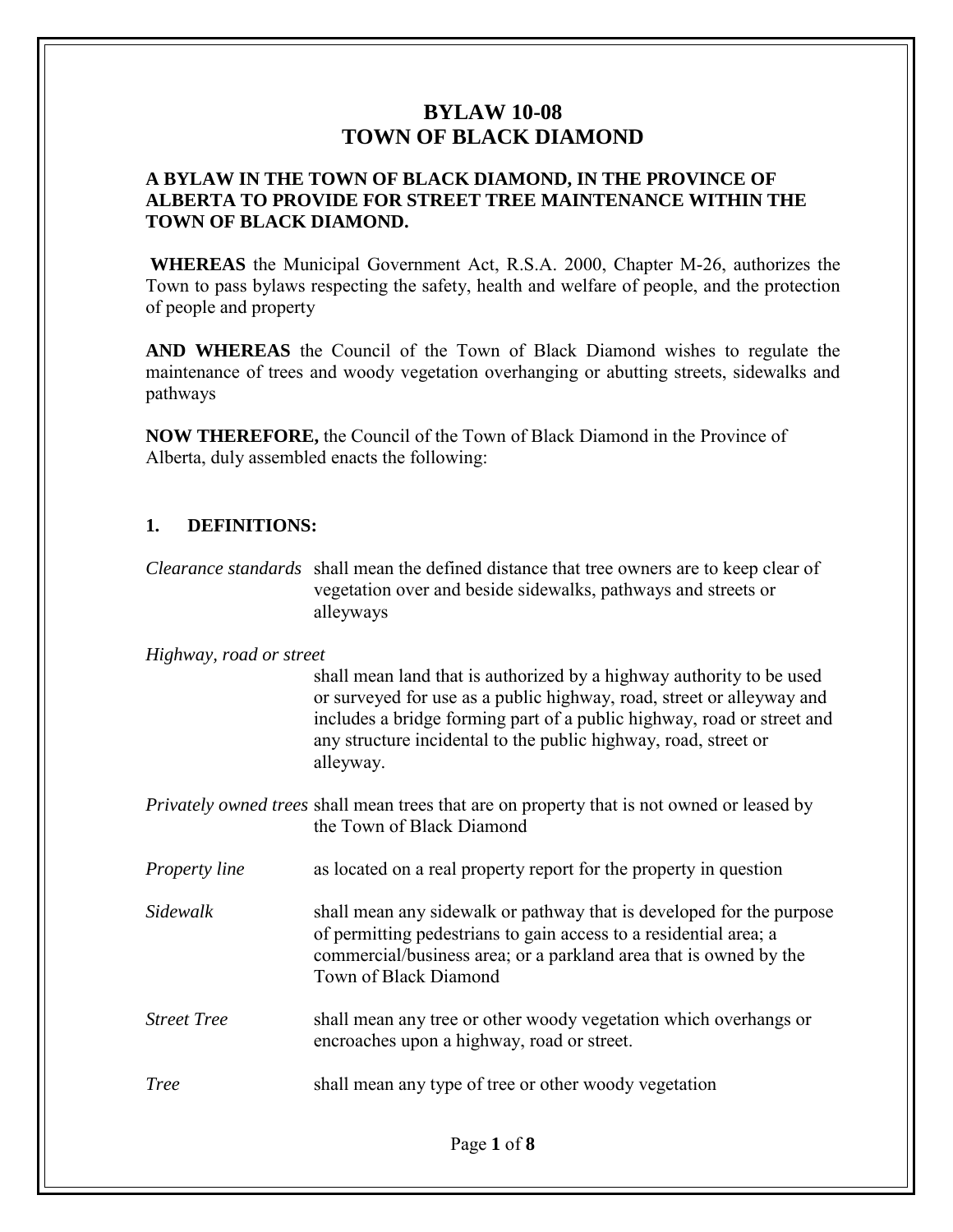# BYLAW 10-08
# TOWN OF BLACK DIAMOND

**A BYLAW IN THE TOWN OF BLACK DIAMOND, IN THE PROVINCE OF ALBERTA TO PROVIDE FOR STREET TREE MAINTENANCE WITHIN THE TOWN OF BLACK DIAMOND.**

**WHEREAS** the Municipal Government Act, R.S.A. 2000, Chapter M-26, authorizes the Town to pass bylaws respecting the safety, health and welfare of people, and the protection of people and property

**AND WHEREAS** the Council of the Town of Black Diamond wishes to regulate the maintenance of trees and woody vegetation overhanging or abutting streets, sidewalks and pathways

**NOW THEREFORE,** the Council of the Town of Black Diamond in the Province of Alberta, duly assembled enacts the following:

## 1. DEFINITIONS:

*Clearance standards* shall mean the defined distance that tree owners are to keep clear of vegetation over and beside sidewalks, pathways and streets or alleyways

*Highway, road or street* shall mean land that is authorized by a highway authority to be used or surveyed for use as a public highway, road, street or alleyway and includes a bridge forming part of a public highway, road or street and any structure incidental to the public highway, road, street or alleyway.

*Privately owned trees* shall mean trees that are on property that is not owned or leased by the Town of Black Diamond

*Property line* as located on a real property report for the property in question

*Sidewalk* shall mean any sidewalk or pathway that is developed for the purpose of permitting pedestrians to gain access to a residential area; a commercial/business area; or a parkland area that is owned by the Town of Black Diamond

*Street Tree* shall mean any tree or other woody vegetation which overhangs or encroaches upon a highway, road or street.

*Tree* shall mean any type of tree or other woody vegetation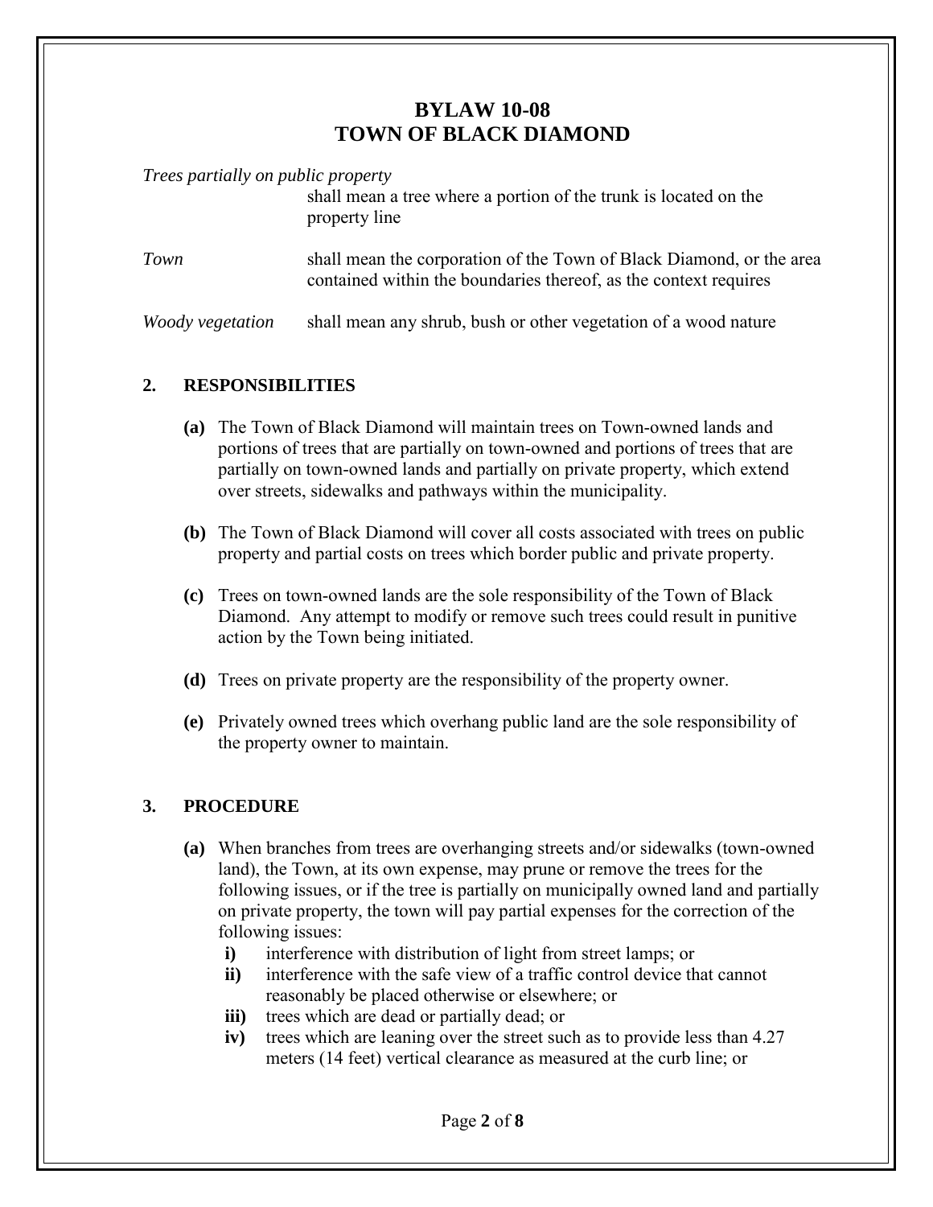# BYLAW 10-08
# TOWN OF BLACK DIAMOND

*Trees partially on public property*
shall mean a tree where a portion of the trunk is located on the property line

*Town* shall mean the corporation of the Town of Black Diamond, or the area contained within the boundaries thereof, as the context requires

*Woody vegetation* shall mean any shrub, bush or other vegetation of a wood nature

## 2. RESPONSIBILITIES

**(a)** The Town of Black Diamond will maintain trees on Town-owned lands and portions of trees that are partially on town-owned and portions of trees that are partially on town-owned lands and partially on private property, which extend over streets, sidewalks and pathways within the municipality.

**(b)** The Town of Black Diamond will cover all costs associated with trees on public property and partial costs on trees which border public and private property.

**(c)** Trees on town-owned lands are the sole responsibility of the Town of Black Diamond. Any attempt to modify or remove such trees could result in punitive action by the Town being initiated.

**(d)** Trees on private property are the responsibility of the property owner.

**(e)** Privately owned trees which overhang public land are the sole responsibility of the property owner to maintain.

## 3. PROCEDURE

**(a)** When branches from trees are overhanging streets and/or sidewalks (town-owned land), the Town, at its own expense, may prune or remove the trees for the following issues, or if the tree is partially on municipally owned land and partially on private property, the town will pay partial expenses for the correction of the following issues:

- **i)** interference with distribution of light from street lamps; or
- **ii)** interference with the safe view of a traffic control device that cannot reasonably be placed otherwise or elsewhere; or
- **iii)** trees which are dead or partially dead; or
- **iv)** trees which are leaning over the street such as to provide less than 4.27 meters (14 feet) vertical clearance as measured at the curb line; or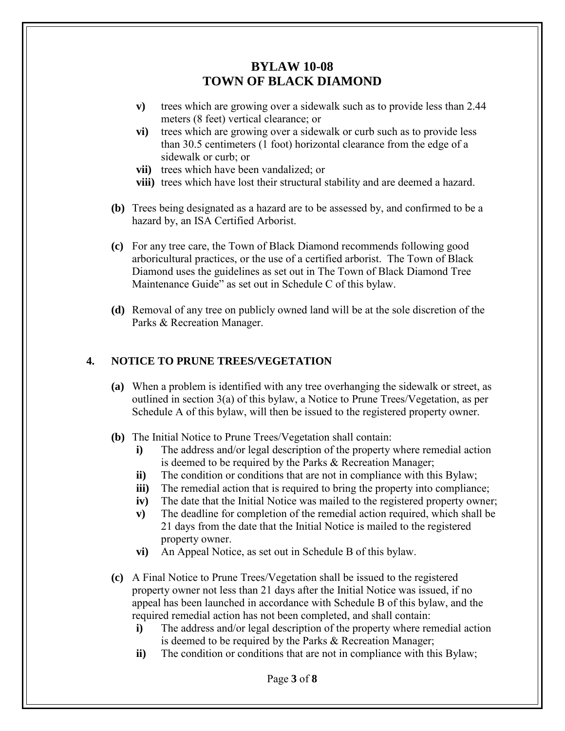- **v)** trees which are growing over a sidewalk such as to provide less than 2.44 meters (8 feet) vertical clearance; or
- **vi)** trees which are growing over a sidewalk or curb such as to provide less than 30.5 centimeters (1 foot) horizontal clearance from the edge of a sidewalk or curb; or
- **vii)** trees which have been vandalized; or
- **viii)** trees which have lost their structural stability and are deemed a hazard.

**(b)** Trees being designated as a hazard are to be assessed by, and confirmed to be a hazard by, an ISA Certified Arborist.

**(c)** For any tree care, the Town of Black Diamond recommends following good arboricultural practices, or the use of a certified arborist. The Town of Black Diamond uses the guidelines as set out in The Town of Black Diamond Tree Maintenance Guide" as set out in Schedule C of this bylaw.

**(d)** Removal of any tree on publicly owned land will be at the sole discretion of the Parks & Recreation Manager.

## 4. NOTICE TO PRUNE TREES/VEGETATION

**(a)** When a problem is identified with any tree overhanging the sidewalk or street, as outlined in section 3(a) of this bylaw, a Notice to Prune Trees/Vegetation, as per Schedule A of this bylaw, will then be issued to the registered property owner.

**(b)** The Initial Notice to Prune Trees/Vegetation shall contain:

- **i)** The address and/or legal description of the property where remedial action is deemed to be required by the Parks & Recreation Manager;
- **ii)** The condition or conditions that are not in compliance with this Bylaw;
- **iii)** The remedial action that is required to bring the property into compliance;
- **iv)** The date that the Initial Notice was mailed to the registered property owner;
- **v)** The deadline for completion of the remedial action required, which shall be 21 days from the date that the Initial Notice is mailed to the registered property owner.
- **vi)** An Appeal Notice, as set out in Schedule B of this bylaw.

**(c)** A Final Notice to Prune Trees/Vegetation shall be issued to the registered property owner not less than 21 days after the Initial Notice was issued, if no appeal has been launched in accordance with Schedule B of this bylaw, and the required remedial action has not been completed, and shall contain:

- **i)** The address and/or legal description of the property where remedial action is deemed to be required by the Parks & Recreation Manager;
- **ii)** The condition or conditions that are not in compliance with this Bylaw;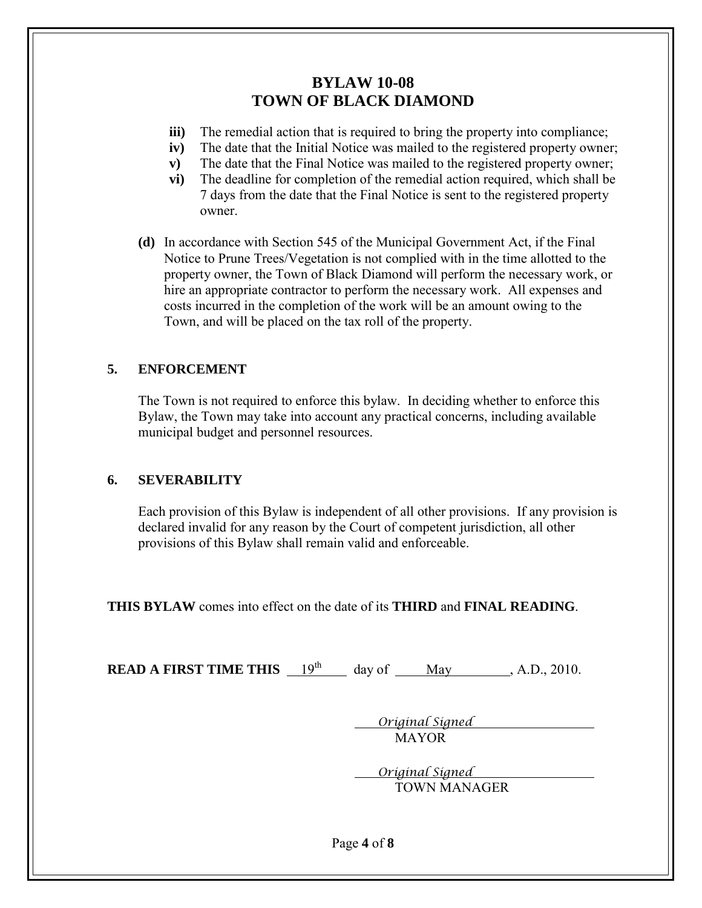# BYLAW 10-08
# TOWN OF BLACK DIAMOND

**iii)** The remedial action that is required to bring the property into compliance;

**iv)** The date that the Initial Notice was mailed to the registered property owner;

**v)** The date that the Final Notice was mailed to the registered property owner;

**vi)** The deadline for completion of the remedial action required, which shall be 7 days from the date that the Final Notice is sent to the registered property owner.

**(d)** In accordance with Section 545 of the Municipal Government Act, if the Final Notice to Prune Trees/Vegetation is not complied with in the time allotted to the property owner, the Town of Black Diamond will perform the necessary work, or hire an appropriate contractor to perform the necessary work. All expenses and costs incurred in the completion of the work will be an amount owing to the Town, and will be placed on the tax roll of the property.

## 5. ENFORCEMENT

The Town is not required to enforce this bylaw. In deciding whether to enforce this Bylaw, the Town may take into account any practical concerns, including available municipal budget and personnel resources.

## 6. SEVERABILITY

Each provision of this Bylaw is independent of all other provisions. If any provision is declared invalid for any reason by the Court of competent jurisdiction, all other provisions of this Bylaw shall remain valid and enforceable.

**THIS BYLAW** comes into effect on the date of its **THIRD** and **FINAL READING**.

**READ A FIRST TIME THIS** 19th day of May, A.D., 2010.

*Original Signed*
MAYOR

*Original Signed*
TOWN MANAGER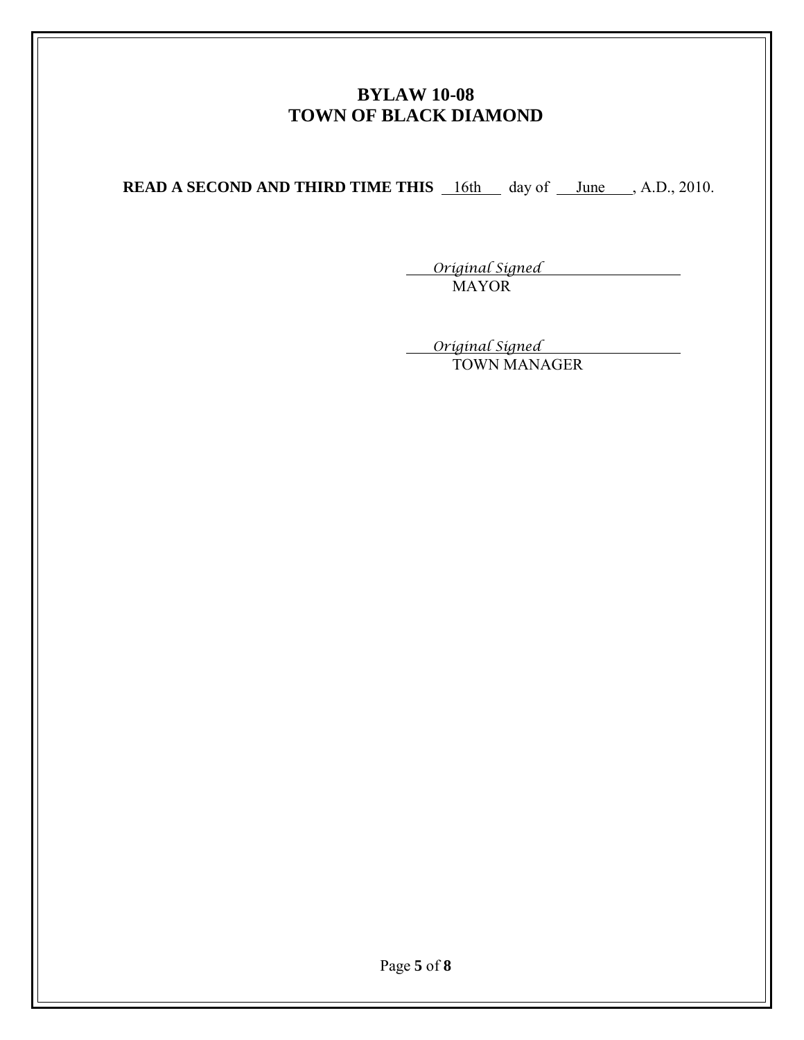# BYLAW 10-08
# TOWN OF BLACK DIAMOND

**READ A SECOND AND THIRD TIME THIS** 16th day of June, A.D., 2010.

*Original Signed*
MAYOR

*Original Signed*
TOWN MANAGER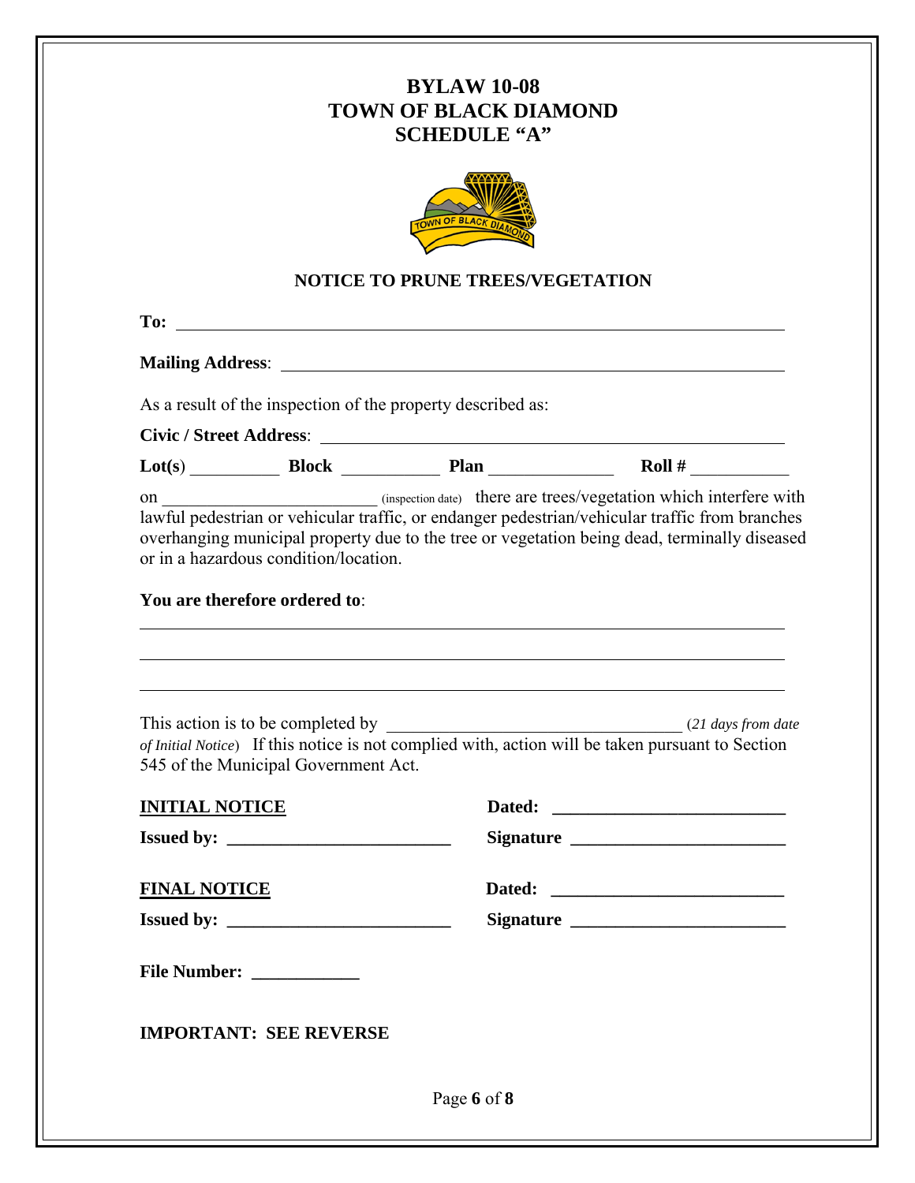# BYLAW 10-08
# TOWN OF BLACK DIAMOND
# SCHEDULE "A"

## NOTICE TO PRUNE TREES/VEGETATION

**To:** ________________________________________________________________

**Mailing Address**: ______________________________________________________

As a result of the inspection of the property described as:

**Civic / Street Address**: _________________________________________________

**Lot(s)** __________ **Block** ___________ **Plan** ______________ **Roll #** ___________

on ________________________ (inspection date) there are trees/vegetation which interfere with lawful pedestrian or vehicular traffic, or endanger pedestrian/vehicular traffic from branches overhanging municipal property due to the tree or vegetation being dead, terminally diseased or in a hazardous condition/location.

**You are therefore ordered to**:

________________________________________________________________________

________________________________________________________________________

________________________________________________________________________

This action is to be completed by _________________________________ (*21 days from date of Initial Notice*) If this notice is not complied with, action will be taken pursuant to Section 545 of the Municipal Government Act.

**INITIAL NOTICE** **Dated:** __________________________

**Issued by:** _________________________ **Signature** ________________________

**FINAL NOTICE** **Dated:** __________________________

**Issued by:** _________________________ **Signature** ________________________

**File Number:** ____________

**IMPORTANT: SEE REVERSE**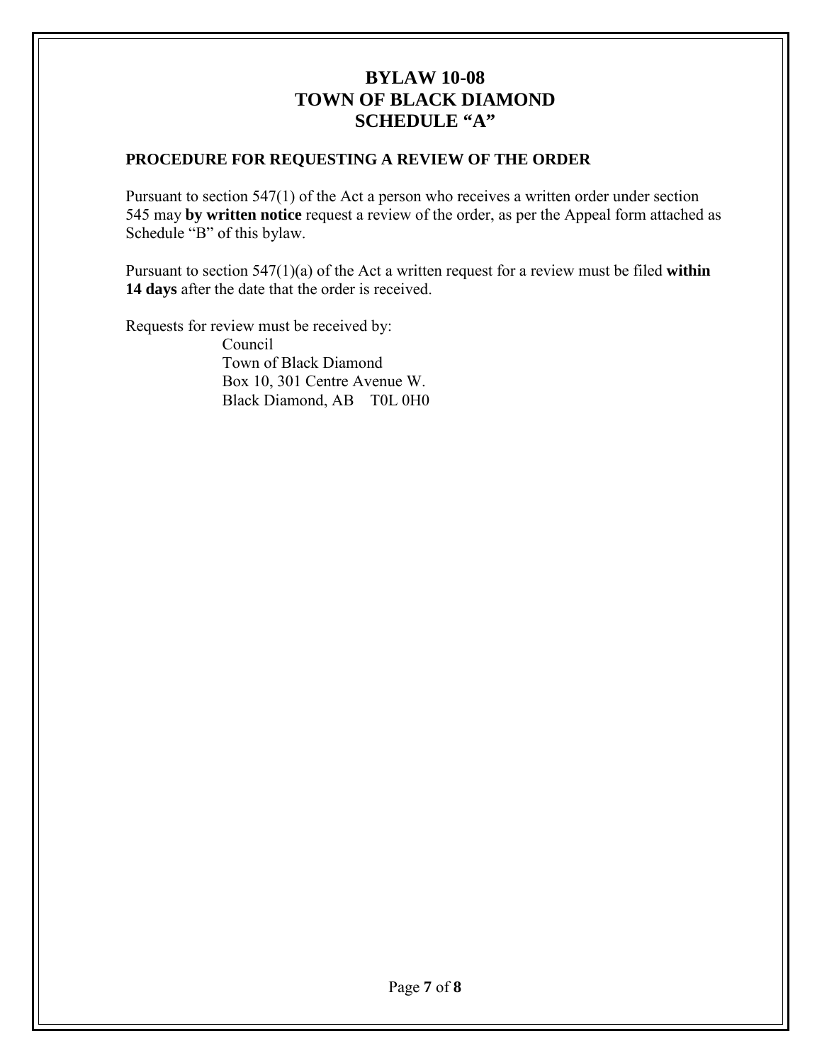# BYLAW 10-08
# TOWN OF BLACK DIAMOND
# SCHEDULE "A"

**PROCEDURE FOR REQUESTING A REVIEW OF THE ORDER**

Pursuant to section 547(1) of the Act a person who receives a written order under section 545 may **by written notice** request a review of the order, as per the Appeal form attached as Schedule "B" of this bylaw.

Pursuant to section 547(1)(a) of the Act a written request for a review must be filed **within 14 days** after the date that the order is received.

Requests for review must be received by:

Council
Town of Black Diamond
Box 10, 301 Centre Avenue W.
Black Diamond, AB T0L 0H0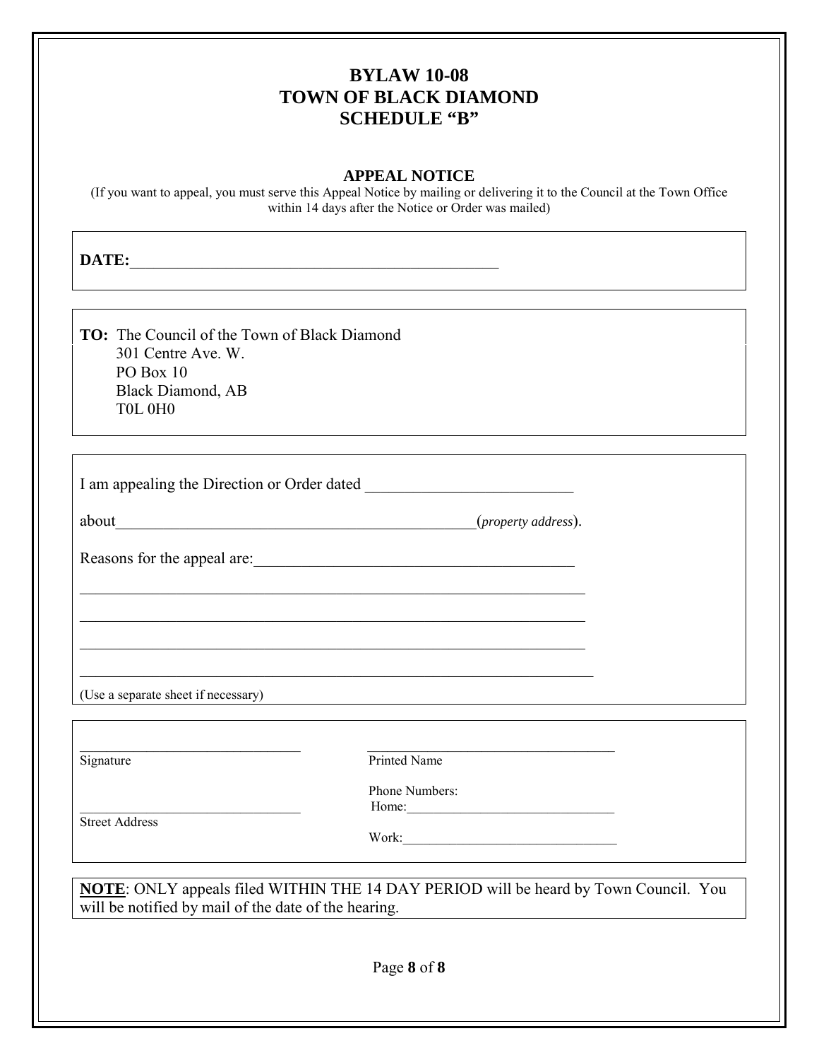# BYLAW 10-08
# TOWN OF BLACK DIAMOND
# SCHEDULE "B"

## APPEAL NOTICE

(If you want to appeal, you must serve this Appeal Notice by mailing or delivering it to the Council at the Town Office within 14 days after the Notice or Order was mailed)

**DATE:**_______________________________________________

**TO:** The Council of the Town of Black Diamond
301 Centre Ave. W.
PO Box 10
Black Diamond, AB
T0L 0H0

I am appealing the Direction or Order dated _________________________

about_______________________________________________(*property address*).

Reasons for the appeal are:________________________________________

_________________________________________________________________

_________________________________________________________________

_________________________________________________________________

_________________________________________________________________

(Use a separate sheet if necessary)

_______________________________
Signature

_______________________________
Printed Name

_______________________________
Street Address

Phone Numbers:
Home:_____________________________

Work:_____________________________

**NOTE**: ONLY appeals filed WITHIN THE 14 DAY PERIOD will be heard by Town Council. You will be notified by mail of the date of the hearing.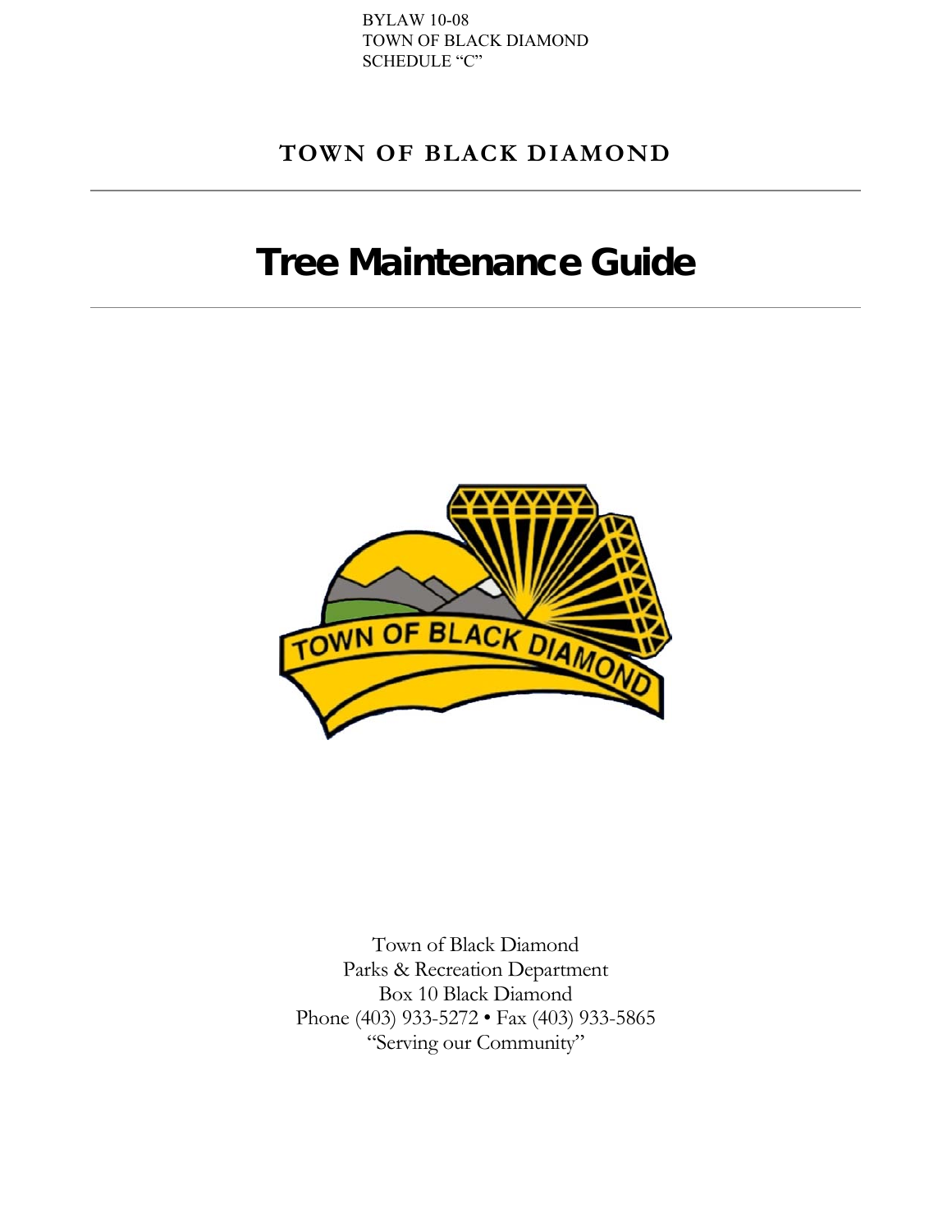BYLAW 10-08
TOWN OF BLACK DIAMOND
SCHEDULE "C"

**TOWN OF BLACK DIAMOND**

# Tree Maintenance Guide

Town of Black Diamond
Parks & Recreation Department
Box 10 Black Diamond
Phone (403) 933-5272 • Fax (403) 933-5865
"Serving our Community"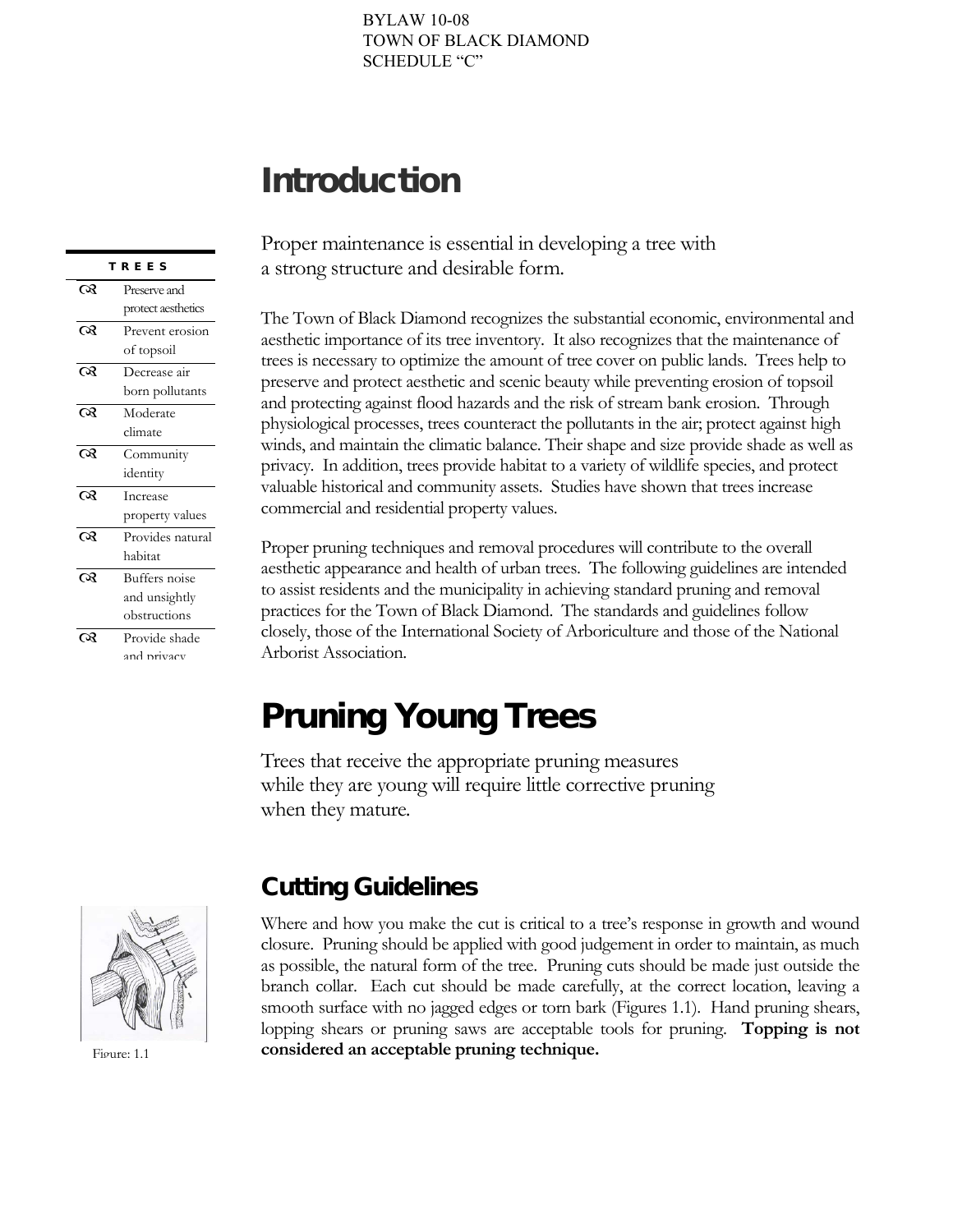BYLAW 10-08
TOWN OF BLACK DIAMOND
SCHEDULE "C"

# Introduction

Proper maintenance is essential in developing a tree with a strong structure and desirable form.

**TREES**

- Preserve and protect aesthetics
- Prevent erosion of topsoil
- Decrease air born pollutants
- Moderate climate
- Community identity
- Increase property values
- Provides natural habitat
- Buffers noise and unsightly obstructions
- Provide shade and privacy

The Town of Black Diamond recognizes the substantial economic, environmental and aesthetic importance of its tree inventory. It also recognizes that the maintenance of trees is necessary to optimize the amount of tree cover on public lands. Trees help to preserve and protect aesthetic and scenic beauty while preventing erosion of topsoil and protecting against flood hazards and the risk of stream bank erosion. Through physiological processes, trees counteract the pollutants in the air; protect against high winds, and maintain the climatic balance. Their shape and size provide shade as well as privacy. In addition, trees provide habitat to a variety of wildlife species, and protect valuable historical and community assets. Studies have shown that trees increase commercial and residential property values.

Proper pruning techniques and removal procedures will contribute to the overall aesthetic appearance and health of urban trees. The following guidelines are intended to assist residents and the municipality in achieving standard pruning and removal practices for the Town of Black Diamond. The standards and guidelines follow closely, those of the International Society of Arboriculture and those of the National Arborist Association.

# Pruning Young Trees

Trees that receive the appropriate pruning measures while they are young will require little corrective pruning when they mature.

## Cutting Guidelines

Where and how you make the cut is critical to a tree's response in growth and wound closure. Pruning should be applied with good judgement in order to maintain, as much as possible, the natural form of the tree. Pruning cuts should be made just outside the branch collar. Each cut should be made carefully, at the correct location, leaving a smooth surface with no jagged edges or torn bark (Figures 1.1). Hand pruning shears, lopping shears or pruning saws are acceptable tools for pruning. **Topping is not considered an acceptable pruning technique.**

Figure: 1.1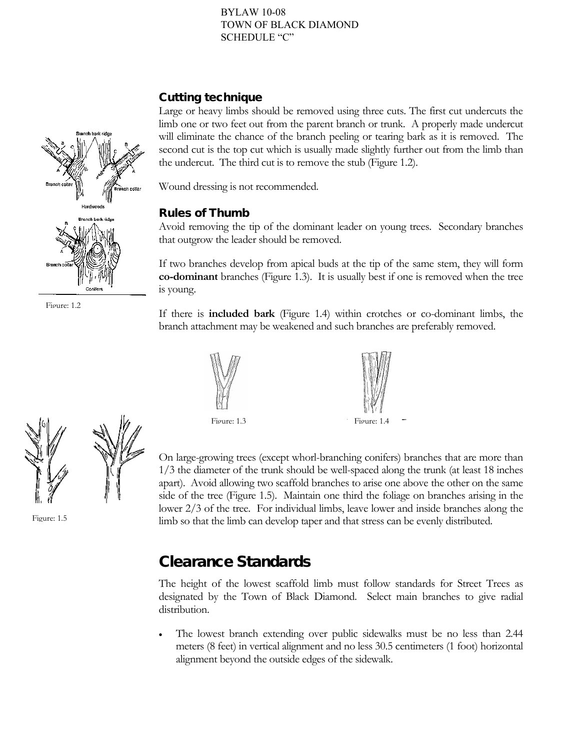BYLAW 10-08
TOWN OF BLACK DIAMOND
SCHEDULE "C"

### Cutting technique

Large or heavy limbs should be removed using three cuts. The first cut undercuts the limb one or two feet out from the parent branch or trunk. A properly made undercut will eliminate the chance of the branch peeling or tearing bark as it is removed. The second cut is the top cut which is usually made slightly further out from the limb than the undercut. The third cut is to remove the stub (Figure 1.2).

Wound dressing is not recommended.

Figure: 1.2

### Rules of Thumb

Avoid removing the tip of the dominant leader on young trees. Secondary branches that outgrow the leader should be removed.

If two branches develop from apical buds at the tip of the same stem, they will form **co-dominant** branches (Figure 1.3). It is usually best if one is removed when the tree is young.

If there is **included bark** (Figure 1.4) within crotches or co-dominant limbs, the branch attachment may be weakened and such branches are preferably removed.

Figure: 1.3

Figure: 1.4

On large-growing trees (except whorl-branching conifers) branches that are more than 1/3 the diameter of the trunk should be well-spaced along the trunk (at least 18 inches apart). Avoid allowing two scaffold branches to arise one above the other on the same side of the tree (Figure 1.5). Maintain one third the foliage on branches arising in the lower 2/3 of the tree. For individual limbs, leave lower and inside branches along the limb so that the limb can develop taper and that stress can be evenly distributed.

Figure: 1.5

## Clearance Standards

The height of the lowest scaffold limb must follow standards for Street Trees as designated by the Town of Black Diamond. Select main branches to give radial distribution.

- The lowest branch extending over public sidewalks must be no less than 2.44 meters (8 feet) in vertical alignment and no less 30.5 centimeters (1 foot) horizontal alignment beyond the outside edges of the sidewalk.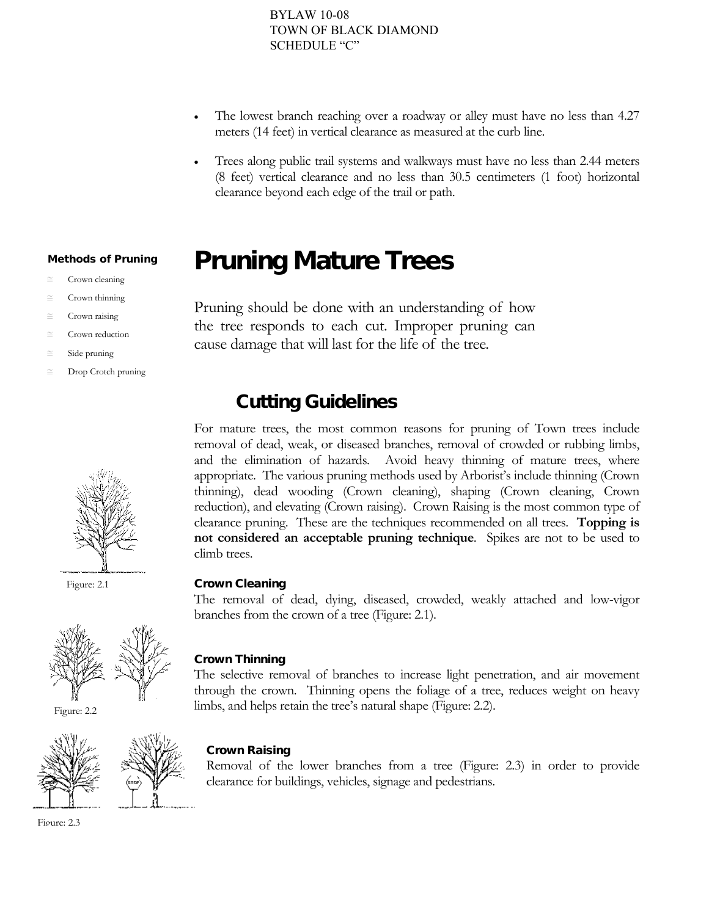- The lowest branch reaching over a roadway or alley must have no less than 4.27 meters (14 feet) in vertical clearance as measured at the curb line.
- Trees along public trail systems and walkways must have no less than 2.44 meters (8 feet) vertical clearance and no less than 30.5 centimeters (1 foot) horizontal clearance beyond each edge of the trail or path.

**Methods of Pruning**

- Crown cleaning
- Crown thinning
- Crown raising
- Crown reduction
- Side pruning
- Drop Crotch pruning

# Pruning Mature Trees

Pruning should be done with an understanding of how the tree responds to each cut. Improper pruning can cause damage that will last for the life of the tree.

## Cutting Guidelines

For mature trees, the most common reasons for pruning of Town trees include removal of dead, weak, or diseased branches, removal of crowded or rubbing limbs, and the elimination of hazards. Avoid heavy thinning of mature trees, where appropriate. The various pruning methods used by Arborist's include thinning (Crown thinning), dead wooding (Crown cleaning), shaping (Crown cleaning, Crown reduction), and elevating (Crown raising). Crown Raising is the most common type of clearance pruning. These are the techniques recommended on all trees. **Topping is not considered an acceptable pruning technique**. Spikes are not to be used to climb trees.

Figure: 2.1

### Crown Cleaning

The removal of dead, dying, diseased, crowded, weakly attached and low-vigor branches from the crown of a tree (Figure: 2.1).

Figure: 2.2

### Crown Thinning

The selective removal of branches to increase light penetration, and air movement through the crown. Thinning opens the foliage of a tree, reduces weight on heavy limbs, and helps retain the tree's natural shape (Figure: 2.2).

### Crown Raising

Removal of the lower branches from a tree (Figure: 2.3) in order to provide clearance for buildings, vehicles, signage and pedestrians.

Figure: 2.3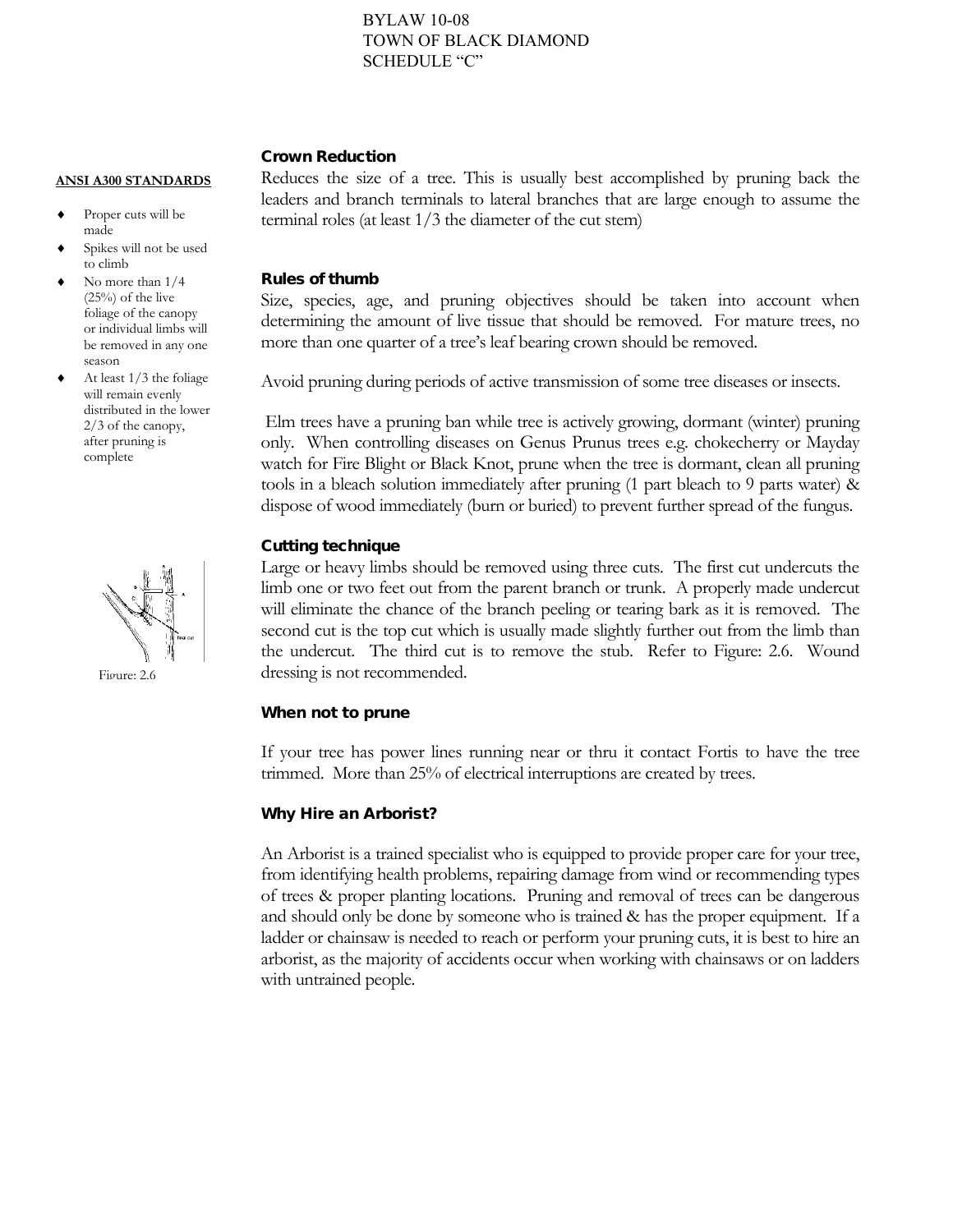BYLAW 10-08
TOWN OF BLACK DIAMOND
SCHEDULE "C"

**ANSI A300 STANDARDS**

- Proper cuts will be made
- Spikes will not be used to climb
- No more than 1/4 (25%) of the live foliage of the canopy or individual limbs will be removed in any one season
- At least 1/3 the foliage will remain evenly distributed in the lower 2/3 of the canopy, after pruning is complete

### Crown Reduction

Reduces the size of a tree. This is usually best accomplished by pruning back the leaders and branch terminals to lateral branches that are large enough to assume the terminal roles (at least 1/3 the diameter of the cut stem)

### Rules of thumb

Size, species, age, and pruning objectives should be taken into account when determining the amount of live tissue that should be removed. For mature trees, no more than one quarter of a tree's leaf bearing crown should be removed.

Avoid pruning during periods of active transmission of some tree diseases or insects.

Elm trees have a pruning ban while tree is actively growing, dormant (winter) pruning only. When controlling diseases on Genus Prunus trees e.g. chokecherry or Mayday watch for Fire Blight or Black Knot, prune when the tree is dormant, clean all pruning tools in a bleach solution immediately after pruning (1 part bleach to 9 parts water) & dispose of wood immediately (burn or buried) to prevent further spread of the fungus.

### Cutting technique

Large or heavy limbs should be removed using three cuts. The first cut undercuts the limb one or two feet out from the parent branch or trunk. A properly made undercut will eliminate the chance of the branch peeling or tearing bark as it is removed. The second cut is the top cut which is usually made slightly further out from the limb than the undercut. The third cut is to remove the stub. Refer to Figure: 2.6. Wound dressing is not recommended.

Figure: 2.6

### When not to prune

If your tree has power lines running near or thru it contact Fortis to have the tree trimmed. More than 25% of electrical interruptions are created by trees.

### Why Hire an Arborist?

An Arborist is a trained specialist who is equipped to provide proper care for your tree, from identifying health problems, repairing damage from wind or recommending types of trees & proper planting locations. Pruning and removal of trees can be dangerous and should only be done by someone who is trained & has the proper equipment. If a ladder or chainsaw is needed to reach or perform your pruning cuts, it is best to hire an arborist, as the majority of accidents occur when working with chainsaws or on ladders with untrained people.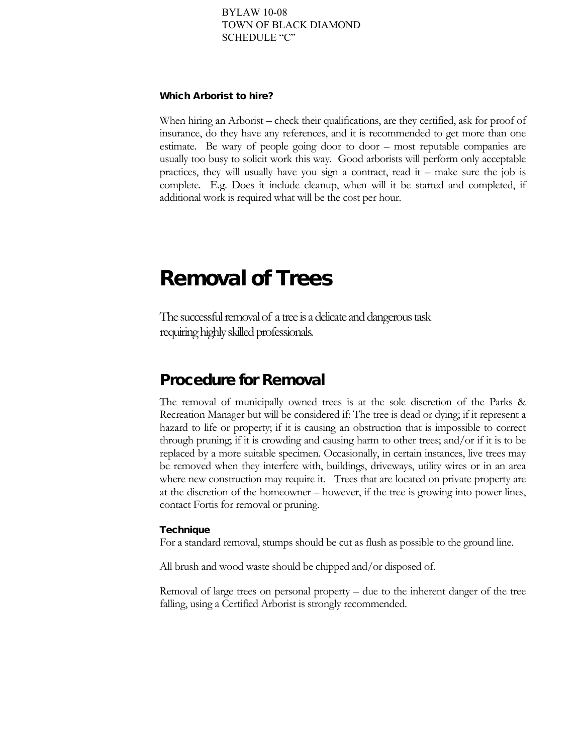### Which Arborist to hire?

When hiring an Arborist – check their qualifications, are they certified, ask for proof of insurance, do they have any references, and it is recommended to get more than one estimate. Be wary of people going door to door – most reputable companies are usually too busy to solicit work this way. Good arborists will perform only acceptable practices, they will usually have you sign a contract, read it – make sure the job is complete. E.g. Does it include cleanup, when will it be started and completed, if additional work is required what will be the cost per hour.

# Removal of Trees

The successful removal of a tree is a delicate and dangerous task requiring highly skilled professionals.

## Procedure for Removal

The removal of municipally owned trees is at the sole discretion of the Parks & Recreation Manager but will be considered if: The tree is dead or dying; if it represent a hazard to life or property; if it is causing an obstruction that is impossible to correct through pruning; if it is crowding and causing harm to other trees; and/or if it is to be replaced by a more suitable specimen. Occasionally, in certain instances, live trees may be removed when they interfere with, buildings, driveways, utility wires or in an area where new construction may require it. Trees that are located on private property are at the discretion of the homeowner – however, if the tree is growing into power lines, contact Fortis for removal or pruning.

### Technique

For a standard removal, stumps should be cut as flush as possible to the ground line.

All brush and wood waste should be chipped and/or disposed of.

Removal of large trees on personal property – due to the inherent danger of the tree falling, using a Certified Arborist is strongly recommended.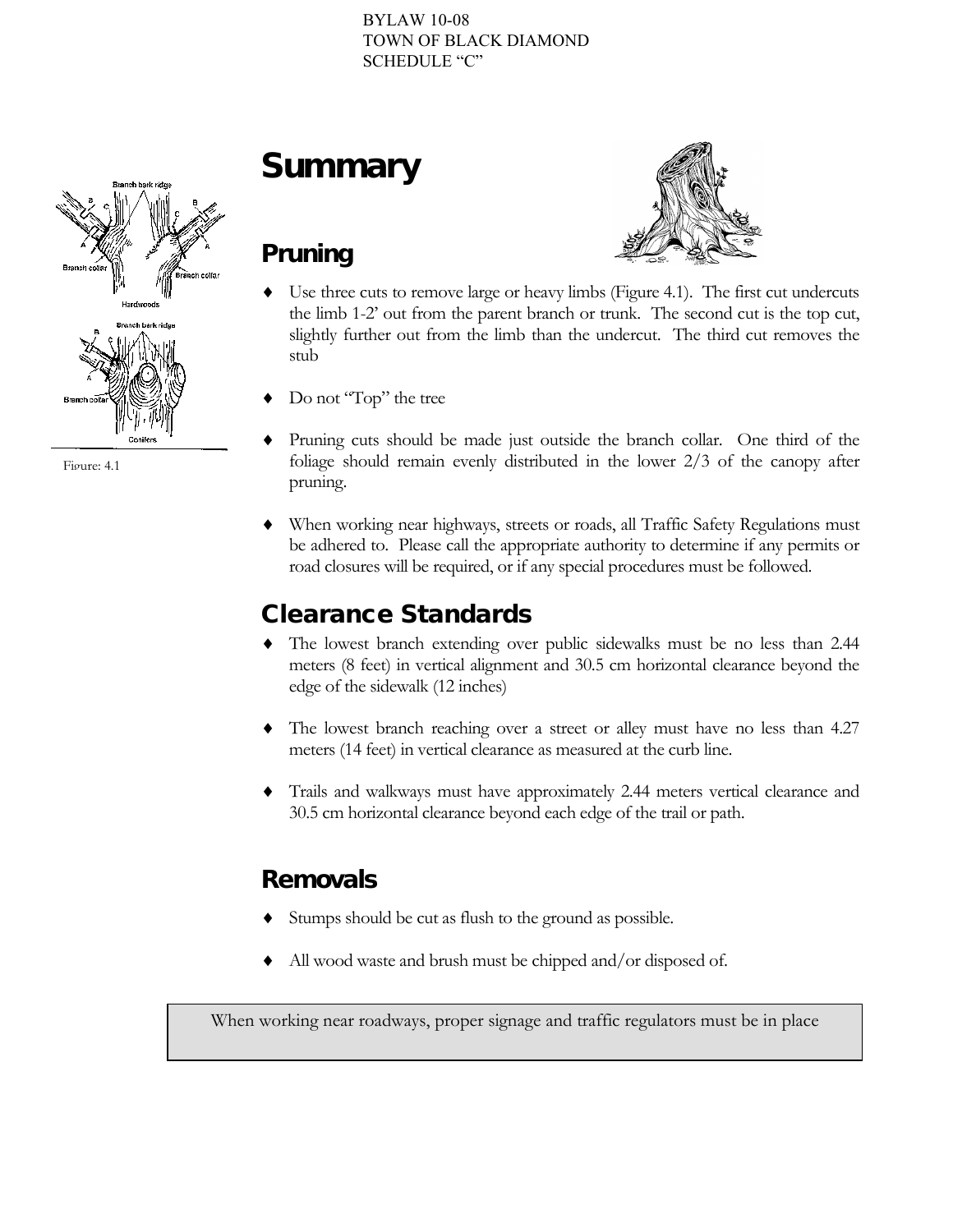# Summary

## Pruning

- Use three cuts to remove large or heavy limbs (Figure 4.1). The first cut undercuts the limb 1-2' out from the parent branch or trunk. The second cut is the top cut, slightly further out from the limb than the undercut. The third cut removes the stub
- Do not "Top" the tree
- Pruning cuts should be made just outside the branch collar. One third of the foliage should remain evenly distributed in the lower 2/3 of the canopy after pruning.
- When working near highways, streets or roads, all Traffic Safety Regulations must be adhered to. Please call the appropriate authority to determine if any permits or road closures will be required, or if any special procedures must be followed.

Figure: 4.1

## Clearance Standards

- The lowest branch extending over public sidewalks must be no less than 2.44 meters (8 feet) in vertical alignment and 30.5 cm horizontal clearance beyond the edge of the sidewalk (12 inches)
- The lowest branch reaching over a street or alley must have no less than 4.27 meters (14 feet) in vertical clearance as measured at the curb line.
- Trails and walkways must have approximately 2.44 meters vertical clearance and 30.5 cm horizontal clearance beyond each edge of the trail or path.

## Removals

- Stumps should be cut as flush to the ground as possible.
- All wood waste and brush must be chipped and/or disposed of.

When working near roadways, proper signage and traffic regulators must be in place